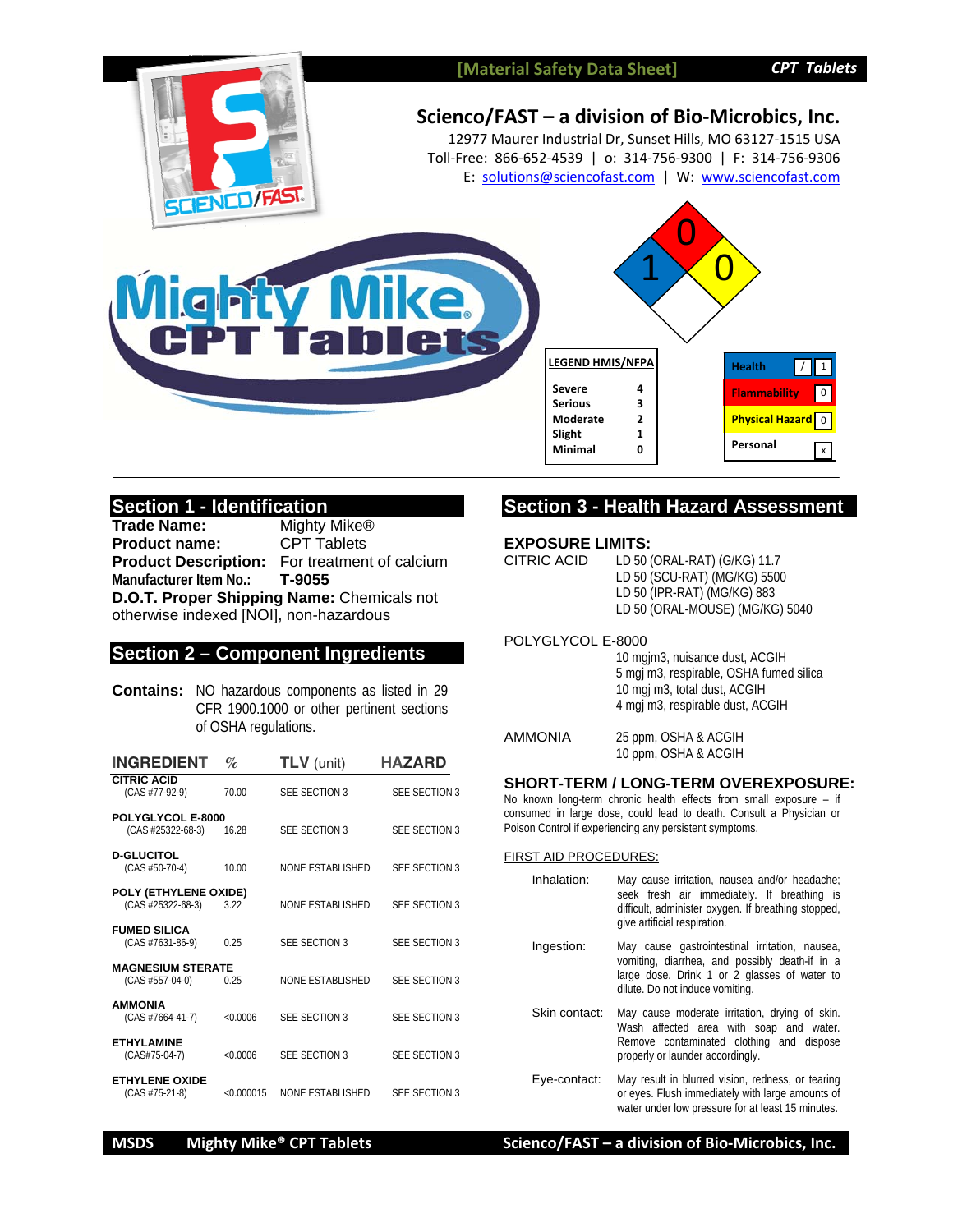[Material Safety Data Sheet] *CPT Tablets*

## Scienco/FAST – a division of Bio-Microbics, Inc.

12977 Maurer Industrial Dr, Sunset Hills, MO 63127-1515 USA
Toll-Free: 866-652-4539 | o: 314-756-9300 | F: 314-756-9306
E: solutions@sciencofast.com | W: www.sciencofast.com

**LEGEND HMIS/NFPA**

| | |
|---|---|
| Severe | 4 |
| Serious | 3 |
| Moderate | 2 |
| Slight | 1 |
| Minimal | 0 |

| | |
|---|---|
| Health | / 1 |
| Flammability | 0 |
| Physical Hazard | 0 |
| Personal | x |

## Section 1 - Identification

**Trade Name:** Mighty Mike®
**Product name:** CPT Tablets
**Product Description:** For treatment of calcium
**Manufacturer Item No.:** **T-9055**
**D.O.T. Proper Shipping Name:** Chemicals not otherwise indexed [NOI], non-hazardous

## Section 2 – Component Ingredients

**Contains:** NO hazardous components as listed in 29 CFR 1900.1000 or other pertinent sections of OSHA regulations.

| INGREDIENT | % | TLV (unit) | HAZARD |
|---|---|---|---|
| **CITRIC ACID** (CAS #77-92-9) | 70.00 | SEE SECTION 3 | SEE SECTION 3 |
| **POLYGLYCOL E-8000** (CAS #25322-68-3) | 16.28 | SEE SECTION 3 | SEE SECTION 3 |
| **D-GLUCITOL** (CAS #50-70-4) | 10.00 | NONE ESTABLISHED | SEE SECTION 3 |
| **POLY (ETHYLENE OXIDE)** (CAS #25322-68-3) | 3.22 | NONE ESTABLISHED | SEE SECTION 3 |
| **FUMED SILICA** (CAS #7631-86-9) | 0.25 | SEE SECTION 3 | SEE SECTION 3 |
| **MAGNESIUM STERATE** (CAS #557-04-0) | 0.25 | NONE ESTABLISHED | SEE SECTION 3 |
| **AMMONIA** (CAS #7664-41-7) | <0.0006 | SEE SECTION 3 | SEE SECTION 3 |
| **ETHYLAMINE** (CAS#75-04-7) | <0.0006 | SEE SECTION 3 | SEE SECTION 3 |
| **ETHYLENE OXIDE** (CAS #75-21-8) | <0.000015 | NONE ESTABLISHED | SEE SECTION 3 |

## Section 3 - Health Hazard Assessment

### EXPOSURE LIMITS:

**CITRIC ACID**
- LD 50 (ORAL-RAT) (G/KG) 11.7
- LD 50 (SCU-RAT) (MG/KG) 5500
- LD 50 (IPR-RAT) (MG/KG) 883
- LD 50 (ORAL-MOUSE) (MG/KG) 5040

**POLYGLYCOL E-8000**
- 10 mgjm3, nuisance dust, ACGIH
- 5 mgj m3, respirable, OSHA fumed silica
- 10 mgj m3, total dust, ACGIH
- 4 mgj m3, respirable dust, ACGIH

**AMMONIA**
- 25 ppm, OSHA & ACGIH
- 10 ppm, OSHA & ACGIH

### SHORT-TERM / LONG-TERM OVEREXPOSURE:

No known long-term chronic health effects from small exposure – if consumed in large dose, could lead to death. Consult a Physician or Poison Control if experiencing any persistent symptoms.

FIRST AID PROCEDURES:

**Inhalation:** May cause irritation, nausea and/or headache; seek fresh air immediately. If breathing is difficult, administer oxygen. If breathing stopped, give artificial respiration.

**Ingestion:** May cause gastrointestinal irritation, nausea, vomiting, diarrhea, and possibly death-if in a large dose. Drink 1 or 2 glasses of water to dilute. Do not induce vomiting.

**Skin contact:** May cause moderate irritation, drying of skin. Wash affected area with soap and water. Remove contaminated clothing and dispose properly or launder accordingly.

**Eye-contact:** May result in blurred vision, redness, or tearing or eyes. Flush immediately with large amounts of water under low pressure for at least 15 minutes.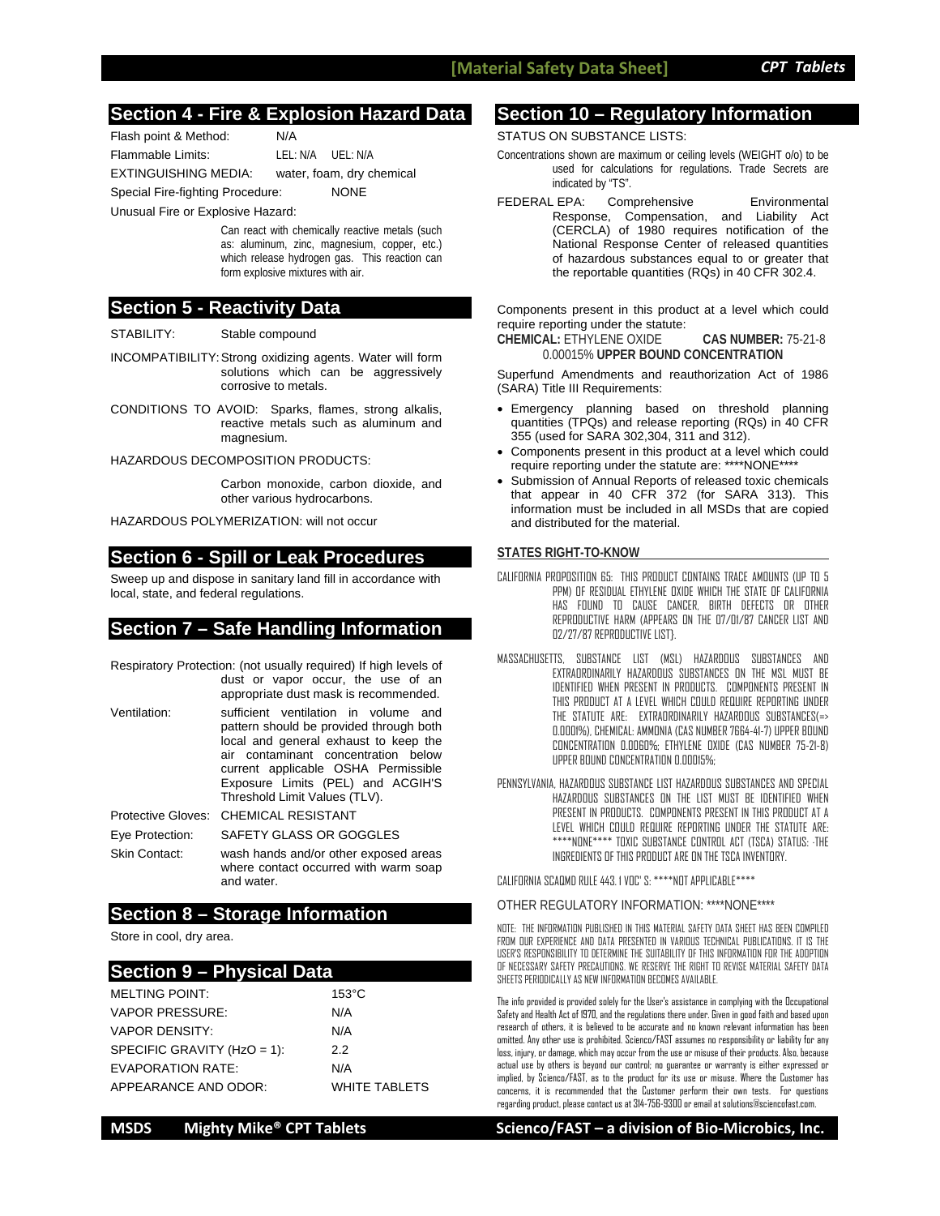## Section 4 - Fire & Explosion Hazard Data

Flash point & Method: N/A

Flammable Limits: LEL: N/A UEL: N/A

EXTINGUISHING MEDIA: water, foam, dry chemical

Special Fire-fighting Procedure: NONE

Unusual Fire or Explosive Hazard:

Can react with chemically reactive metals (such as: aluminum, zinc, magnesium, copper, etc.) which release hydrogen gas. This reaction can form explosive mixtures with air.

## Section 5 - Reactivity Data

STABILITY: Stable compound

INCOMPATIBILITY: Strong oxidizing agents. Water will form solutions which can be aggressively corrosive to metals.

CONDITIONS TO AVOID: Sparks, flames, strong alkalis, reactive metals such as aluminum and magnesium.

HAZARDOUS DECOMPOSITION PRODUCTS:

Carbon monoxide, carbon dioxide, and other various hydrocarbons.

HAZARDOUS POLYMERIZATION: will not occur

## Section 6 - Spill or Leak Procedures

Sweep up and dispose in sanitary land fill in accordance with local, state, and federal regulations.

## Section 7 – Safe Handling Information

Respiratory Protection: (not usually required) If high levels of dust or vapor occur, the use of an appropriate dust mask is recommended.

Ventilation: sufficient ventilation in volume and pattern should be provided through both local and general exhaust to keep the air contaminant concentration below current applicable OSHA Permissible Exposure Limits (PEL) and ACGIH'S Threshold Limit Values (TLV).

Protective Gloves: CHEMICAL RESISTANT

Eye Protection: SAFETY GLASS OR GOGGLES

Skin Contact: wash hands and/or other exposed areas where contact occurred with warm soap and water.

## Section 8 – Storage Information

Store in cool, dry area.

## Section 9 – Physical Data

| | |
|---|---|
| MELTING POINT: | 153°C |
| VAPOR PRESSURE: | N/A |
| VAPOR DENSITY: | N/A |
| SPECIFIC GRAVITY ($H_2O$ = 1): | 2.2 |
| EVAPORATION RATE: | N/A |
| APPEARANCE AND ODOR: | WHITE TABLETS |

## Section 10 – Regulatory Information

STATUS ON SUBSTANCE LISTS:

Concentrations shown are maximum or ceiling levels (WEIGHT o/o) to be used for calculations for regulations. Trade Secrets are indicated by "TS".

FEDERAL EPA: Comprehensive Environmental Response, Compensation, and Liability Act (CERCLA) of 1980 requires notification of the National Response Center of released quantities of hazardous substances equal to or greater that the reportable quantities (RQs) in 40 CFR 302.4.

Components present in this product at a level which could require reporting under the statute:

**CHEMICAL:** ETHYLENE OXIDE **CAS NUMBER:** 75-21-8
0.00015% **UPPER BOUND CONCENTRATION**

Superfund Amendments and reauthorization Act of 1986 (SARA) Title III Requirements:

- Emergency planning based on threshold planning quantities (TPQs) and release reporting (RQs) in 40 CFR 355 (used for SARA 302,304, 311 and 312).
- Components present in this product at a level which could require reporting under the statute are: ****NONE****
- Submission of Annual Reports of released toxic chemicals that appear in 40 CFR 372 (for SARA 313). This information must be included in all MSDs that are copied and distributed for the material.

**STATES RIGHT-TO-KNOW**

CALIFORNIA PROPOSITION 65: THIS PRODUCT CONTAINS TRACE AMOUNTS (UP TO 5 PPM) OF RESIDUAL ETHYLENE OXIDE WHICH THE STATE OF CALIFORNIA HAS FOUND TO CAUSE CANCER, BIRTH DEFECTS OR OTHER REPRODUCTIVE HARM (APPEARS ON THE 07/01/87 CANCER LIST AND 02/27/87 REPRODUCTIVE LIST).

MASSACHUSETTS, SUBSTANCE LIST (MSL) HAZARDOUS SUBSTANCES AND EXTRAORDINARILY HAZARDOUS SUBSTANCES ON THE MSL MUST BE IDENTIFIED WHEN PRESENT IN PRODUCTS. COMPONENTS PRESENT IN THIS PRODUCT AT A LEVEL WHICH COULD REQUIRE REPORTING UNDER THE STATUTE ARE: EXTRAORDINARILY HAZARDOUS SUBSTANCES(=> 0.0001%), CHEMICAL: AMMONIA (CAS NUMBER 7664-41-7) UPPER BOUND CONCENTRATION 0.0060%; ETHYLENE OXIDE (CAS NUMBER 75-21-8) UPPER BOUND CONCENTRATION 0.00015%;

PENNSYLVANIA, HAZARDOUS SUBSTANCE LIST HAZARDOUS SUBSTANCES AND SPECIAL HAZARDOUS SUBSTANCES ON THE LIST MUST BE IDENTIFIED WHEN PRESENT IN PRODUCTS. COMPONENTS PRESENT IN THIS PRODUCT AT A LEVEL WHICH COULD REQUIRE REPORTING UNDER THE STATUTE ARE: ****NONE**** TOXIC SUBSTANCE CONTROL ACT (TSCA) STATUS: -THE INGREDIENTS OF THIS PRODUCT ARE ON THE TSCA INVENTORY.

CALIFORNIA SCAQMD RULE 443. I VOC' S: ****NOT APPLICABLE****

OTHER REGULATORY INFORMATION: ****NONE****

NOTE: THE INFORMATION PUBLISHED IN THIS MATERIAL SAFETY DATA SHEET HAS BEEN COMPILED FROM OUR EXPERIENCE AND DATA PRESENTED IN VARIOUS TECHNICAL PUBLICATIONS. IT IS THE USER'S RESPONSIBILITY TO DETERMINE THE SUITABILITY OF THIS INFORMATION FOR THE ADOPTION OF NECESSARY SAFETY PRECAUTIONS. WE RESERVE THE RIGHT TO REVISE MATERIAL SAFETY DATA SHEETS PERIODICALLY AS NEW INFORMATION BECOMES AVAILABLE.

The info provided is provided solely for the User's assistance in complying with the Occupational Safety and Health Act of 1970, and the regulations there under. Given in good faith and based upon research of others, it is believed to be accurate and no known relevant information has been omitted. Any other use is prohibited. Scienco/FAST assumes no responsibility or liability for any loss, injury, or damage, which may occur from the use or misuse of their products. Also, because actual use by others is beyond our control; no guarantee or warranty is either expressed or implied, by Scienco/FAST, as to the product for its use or misuse. Where the Customer has concerns, it is recommended that the Customer perform their own tests. For questions regarding product, please contact us at 314-756-9300 or email at solutions@sciencofast.com.